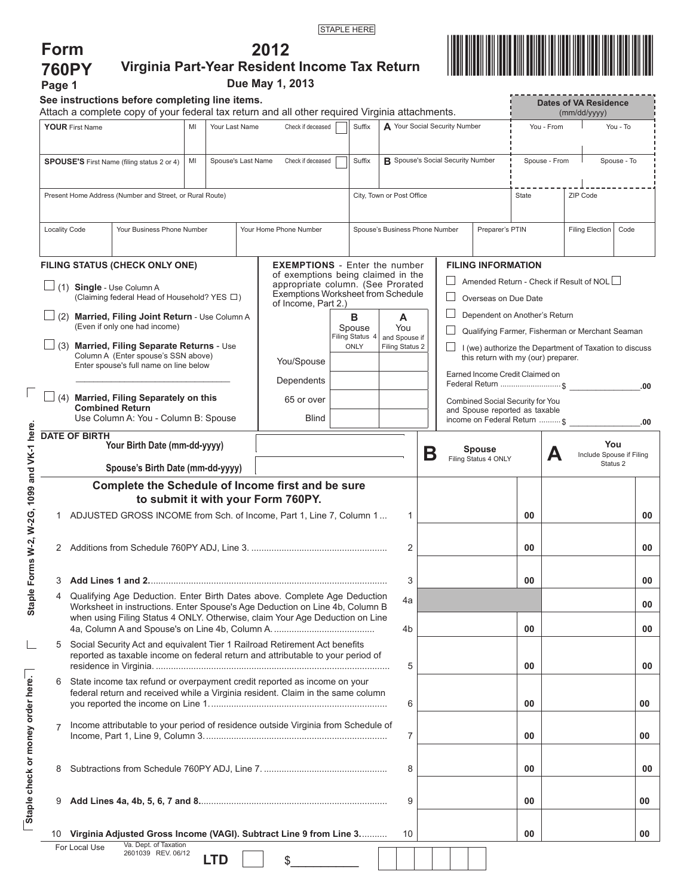STAPLE HERE

# Form 760PY
# 2012 Virginia Part-Year Resident Income Tax Return

Page 1

**Due May 1, 2013**

**See instructions before completing line items.**
Attach a complete copy of your federal tax return and all other required Virginia attachments.

| **YOUR** First Name | MI | Your Last Name | Check if deceased | Suffix | **A** Your Social Security Number | Dates of VA Residence (mm/dd/yyyy) You - From | You - To |
|---|---|---|---|---|---|---|---|
| | | | | | | | |
| **SPOUSE'S** First Name (filing status 2 or 4) | MI | Spouse's Last Name | Check if deceased | Suffix | **B** Spouse's Social Security Number | Spouse - From | Spouse - To |
| | | | | | | | |

| Present Home Address (Number and Street, or Rural Route) | City, Town or Post Office | State | ZIP Code |
|---|---|---|---|
| | | | |

| Locality Code | Your Business Phone Number | Your Home Phone Number | Spouse's Business Phone Number | Preparer's PTIN | Filing Election | Code |
|---|---|---|---|---|---|---|
| | | | | | | |

**FILING STATUS (CHECK ONLY ONE)**

- ☐ (1) **Single** - Use Column A (Claiming federal Head of Household? YES ☐)
- ☐ (2) **Married, Filing Joint Return** - Use Column A (Even if only one had income)
- ☐ (3) **Married, Filing Separate Returns** - Use Column A (Enter spouse's SSN above) Enter spouse's full name on line below ______________________________
- ☐ (4) **Married, Filing Separately on this Combined Return** Use Column A: You - Column B: Spouse

**EXEMPTIONS** - Enter the number of exemptions being claimed in the appropriate column. (See Prorated Exemptions Worksheet from Schedule of Income, Part 2.)

| | **B** Spouse Filing Status 4 ONLY | **A** You and Spouse if Filing Status 2 |
|---|---|---|
| You/Spouse | | |
| Dependents | | |
| 65 or over | | |
| Blind | | |

**FILING INFORMATION**

- ☐ Amended Return - Check if Result of NOL ☐
- ☐ Overseas on Due Date
- ☐ Dependent on Another's Return
- ☐ Qualifying Farmer, Fisherman or Merchant Seaman
- ☐ I (we) authorize the Department of Taxation to discuss this return with my (our) preparer.

Earned Income Credit Claimed on Federal Return .......................... $ ________________.00

Combined Social Security for You and Spouse reported as taxable income on Federal Return .......... $ ________________.00

**DATE OF BIRTH**

**Your Birth Date (mm-dd-yyyy)** ____________________

**Spouse's Birth Date (mm-dd-yyyy)** ____________________

**Complete the Schedule of Income first and be sure to submit it with your Form 760PY.**

| | | Line | **B** Spouse Filing Status 4 ONLY | **A** You Include Spouse if Filing Status 2 |
|---|---|---|---|---|
| 1 | ADJUSTED GROSS INCOME from Sch. of Income, Part 1, Line 7, Column 1 ... | 1 | 00 | 00 |
| 2 | Additions from Schedule 760PY ADJ, Line 3. ...................................................... | 2 | 00 | 00 |
| 3 | **Add Lines 1 and 2.**.................................................................................. | 3 | 00 | 00 |
| 4 | Qualifying Age Deduction. Enter Birth Dates above. Complete Age Deduction Worksheet in instructions. Enter Spouse's Age Deduction on Line 4b, Column B when using Filing Status 4 ONLY. Otherwise, claim Your Age Deduction on Line 4a, Column A and Spouse's on Line 4b, Column A. ........................................ | 4a | | 00 |
| | | 4b | 00 | 00 |
| 5 | Social Security Act and equivalent Tier 1 Railroad Retirement Act benefits reported as taxable income on federal return and attributable to your period of residence in Virginia. ............................................................................................ | 5 | 00 | 00 |
| 6 | State income tax refund or overpayment credit reported as income on your federal return and received while a Virginia resident. Claim in the same column you reported the income on Line 1...................................................................... | 6 | 00 | 00 |
| 7 | Income attributable to your period of residence outside Virginia from Schedule of Income, Part 1, Line 9, Column 3........................................................................ | 7 | 00 | 00 |
| 8 | Subtractions from Schedule 760PY ADJ, Line 7. ................................................ | 8 | 00 | 00 |
| 9 | **Add Lines 4a, 4b, 5, 6, 7 and 8.**......................................................................... | 9 | 00 | 00 |
| 10 | **Virginia Adjusted Gross Income (VAGI). Subtract Line 9 from Line 3.**.......... | 10 | 00 | 00 |

Staple Forms W-2, W-2G, 1099 and VK-1 here.

Staple check or money order here.

For Local Use

Va. Dept. of Taxation 2601039 REV. 06/12

**LTD** ☐ $__________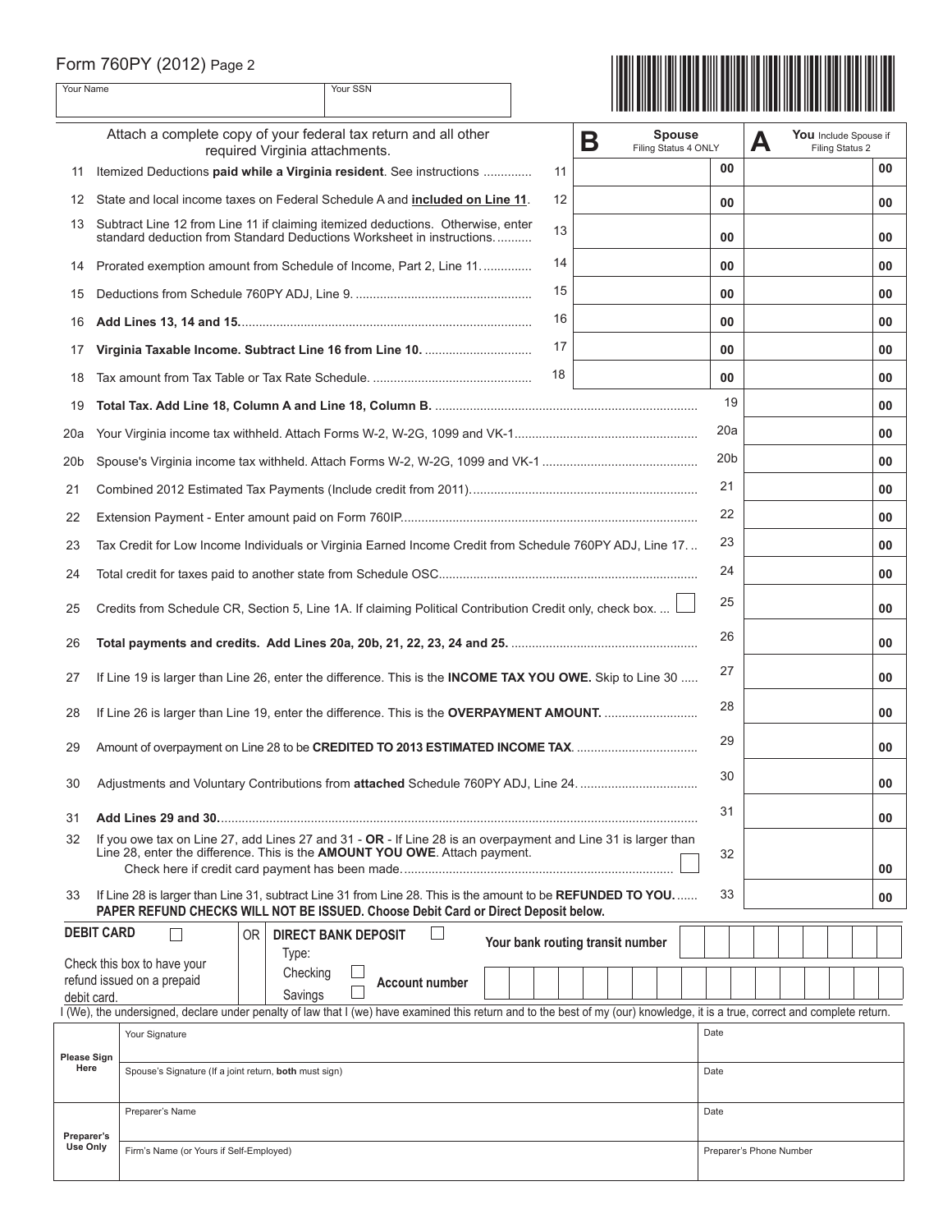Form 760PY (2012) Page 2

| Your Name | Your SSN |
|---|---|
| | |

Attach a complete copy of your federal tax return and all other required Virginia attachments.

| | | | **B** Spouse Filing Status 4 ONLY | **A** You Include Spouse if Filing Status 2 |
|---|---|---|---|---|
| 11 | Itemized Deductions **paid while a Virginia resident**. See instructions | 11 | 00 | 00 |
| 12 | State and local income taxes on Federal Schedule A and **included on Line 11**. | 12 | 00 | 00 |
| 13 | Subtract Line 12 from Line 11 if claiming itemized deductions. Otherwise, enter standard deduction from Standard Deductions Worksheet in instructions. | 13 | 00 | 00 |
| 14 | Prorated exemption amount from Schedule of Income, Part 2, Line 11. | 14 | 00 | 00 |
| 15 | Deductions from Schedule 760PY ADJ, Line 9. | 15 | 00 | 00 |
| 16 | **Add Lines 13, 14 and 15.** | 16 | 00 | 00 |
| 17 | **Virginia Taxable Income. Subtract Line 16 from Line 10.** | 17 | 00 | 00 |
| 18 | Tax amount from Tax Table or Tax Rate Schedule. | 18 | 00 | 00 |

| | | | |
|---|---|---|---|
| 19 | **Total Tax. Add Line 18, Column A and Line 18, Column B.** | 19 | 00 |
| 20a | Your Virginia income tax withheld. Attach Forms W-2, W-2G, 1099 and VK-1 | 20a | 00 |
| 20b | Spouse's Virginia income tax withheld. Attach Forms W-2, W-2G, 1099 and VK-1 | 20b | 00 |
| 21 | Combined 2012 Estimated Tax Payments (Include credit from 2011). | 21 | 00 |
| 22 | Extension Payment - Enter amount paid on Form 760IP. | 22 | 00 |
| 23 | Tax Credit for Low Income Individuals or Virginia Earned Income Credit from Schedule 760PY ADJ, Line 17. | 23 | 00 |
| 24 | Total credit for taxes paid to another state from Schedule OSC | 24 | 00 |
| 25 | Credits from Schedule CR, Section 5, Line 1A. If claiming Political Contribution Credit only, check box. ☐ | 25 | 00 |
| 26 | **Total payments and credits. Add Lines 20a, 20b, 21, 22, 23, 24 and 25.** | 26 | 00 |
| 27 | If Line 19 is larger than Line 26, enter the difference. This is the **INCOME TAX YOU OWE.** Skip to Line 30 | 27 | 00 |
| 28 | If Line 26 is larger than Line 19, enter the difference. This is the **OVERPAYMENT AMOUNT.** | 28 | 00 |
| 29 | Amount of overpayment on Line 28 to be **CREDITED TO 2013 ESTIMATED INCOME TAX**. | 29 | 00 |
| 30 | Adjustments and Voluntary Contributions from **attached** Schedule 760PY ADJ, Line 24. | 30 | 00 |
| 31 | **Add Lines 29 and 30.** | 31 | 00 |
| 32 | If you owe tax on Line 27, add Lines 27 and 31 - **OR** - If Line 28 is an overpayment and Line 31 is larger than Line 28, enter the difference. This is the **AMOUNT YOU OWE**. Attach payment. Check here if credit card payment has been made. ☐ | 32 | 00 |
| 33 | If Line 28 is larger than Line 31, subtract Line 31 from Line 28. This is the amount to be **REFUNDED TO YOU.** **PAPER REFUND CHECKS WILL NOT BE ISSUED. Choose Debit Card or Direct Deposit below.** | 33 | 00 |

**DEBIT CARD** ☐ Check this box to have your refund issued on a prepaid debit card.

OR **DIRECT BANK DEPOSIT** ☐ Type: Checking ☐ Savings ☐

Your bank routing transit number

Account number

I (We), the undersigned, declare under penalty of law that I (we) have examined this return and to the best of my (our) knowledge, it is a true, correct and complete return.

| | | |
|---|---|---|
| **Please Sign Here** | Your Signature | Date |
| | Spouse's Signature (If a joint return, **both** must sign) | Date |
| **Preparer's Use Only** | Preparer's Name | Date |
| | Firm's Name (or Yours if Self-Employed) | Preparer's Phone Number |